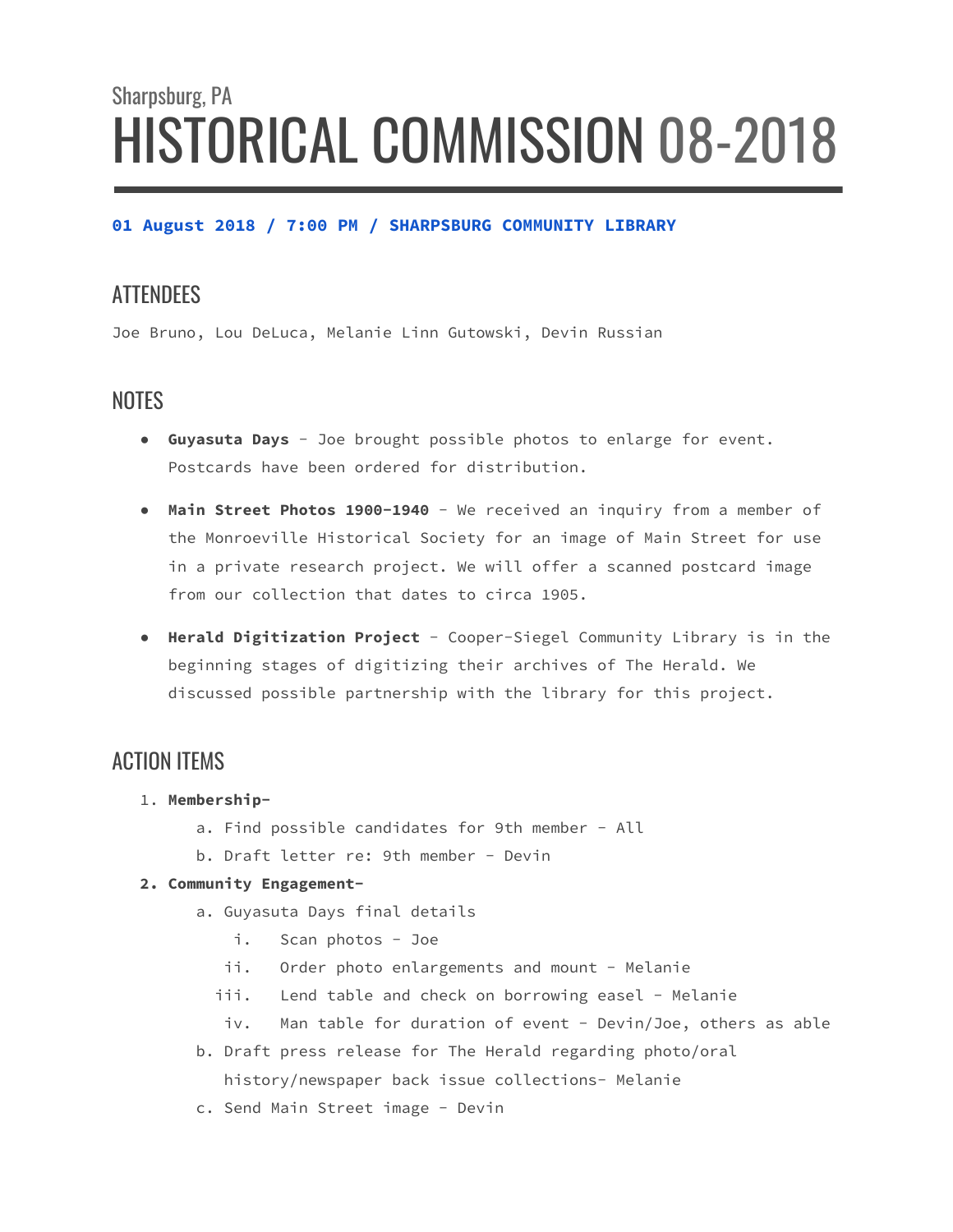Sharpsburg, PA

# HISTORICAL COMMISSION 08-2018

**01 August 2018 / 7:00 PM / SHARPSBURG COMMUNITY LIBRARY**

## ATTENDEES

Joe Bruno, Lou DeLuca, Melanie Linn Gutowski, Devin Russian

## NOTES

- **Guyasuta Days** - Joe brought possible photos to enlarge for event. Postcards have been ordered for distribution.
- **Main Street Photos 1900-1940** - We received an inquiry from a member of the Monroeville Historical Society for an image of Main Street for use in a private research project. We will offer a scanned postcard image from our collection that dates to circa 1905.
- **Herald Digitization Project** - Cooper-Siegel Community Library is in the beginning stages of digitizing their archives of The Herald. We discussed possible partnership with the library for this project.

## ACTION ITEMS

1. **Membership-**
    a. Find possible candidates for 9th member - All
    b. Draft letter re: 9th member - Devin
2. **Community Engagement-**
    a. Guyasuta Days final details
        i. Scan photos - Joe
        ii. Order photo enlargements and mount - Melanie
        iii. Lend table and check on borrowing easel - Melanie
        iv. Man table for duration of event - Devin/Joe, others as able
    b. Draft press release for The Herald regarding photo/oral history/newspaper back issue collections- Melanie
    c. Send Main Street image - Devin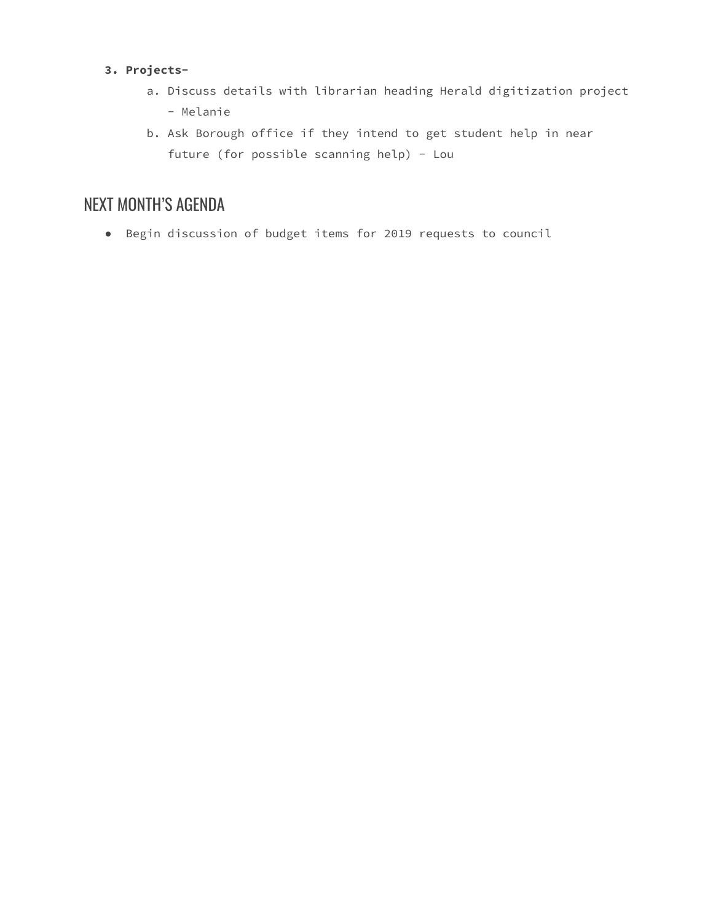3. **Projects-**
   a. Discuss details with librarian heading Herald digitization project - Melanie
   b. Ask Borough office if they intend to get student help in near future (for possible scanning help) - Lou

## NEXT MONTH'S AGENDA

- Begin discussion of budget items for 2019 requests to council